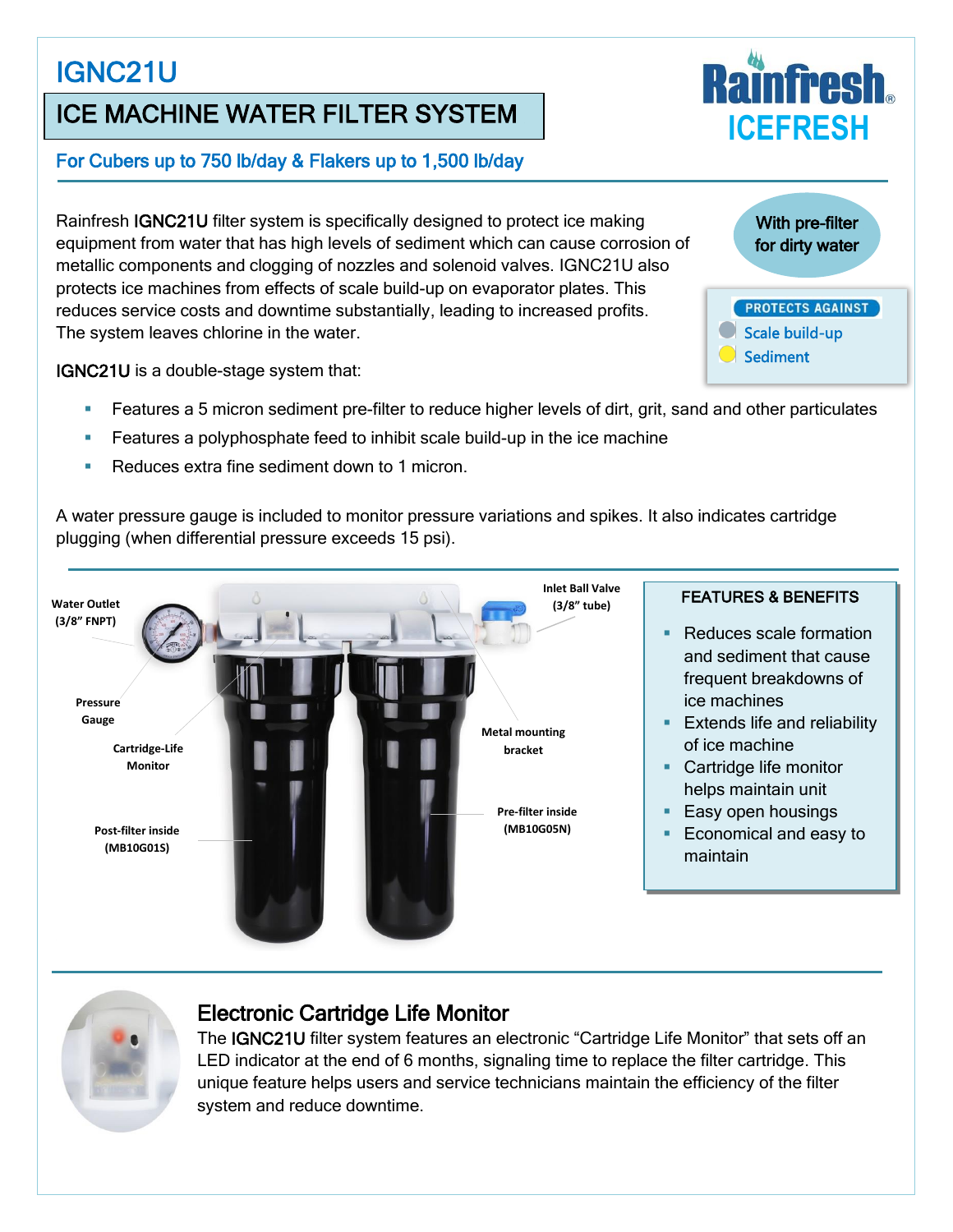# IGNC21U

## ICE MACHINE WATER FILTER SYSTEM

Rainfresh ICEFRESH

**For Cubers up to 750 lb/day & Flakers up to 1,500 lb/day**

Rainfresh IGNC21U filter system is specifically designed to protect ice making equipment from water that has high levels of sediment which can cause corrosion of metallic components and clogging of nozzles and solenoid valves. IGNC21U also protects ice machines from effects of scale build-up on evaporator plates. This reduces service costs and downtime substantially, leading to increased profits. The system leaves chlorine in the water.

**With pre-filter for dirty water**

**PROTECTS AGAINST**
- Scale build-up
- Sediment

IGNC21U is a double-stage system that:

- Features a 5 micron sediment pre-filter to reduce higher levels of dirt, grit, sand and other particulates
- Features a polyphosphate feed to inhibit scale build-up in the ice machine
- Reduces extra fine sediment down to 1 micron.

A water pressure gauge is included to monitor pressure variations and spikes. It also indicates cartridge plugging (when differential pressure exceeds 15 psi).

Water Outlet (3/8" FNPT)
Pressure Gauge
Cartridge-Life Monitor
Post-filter inside (MB10G01S)
Inlet Ball Valve (3/8" tube)
Metal mounting bracket
Pre-filter inside (MB10G05N)

### FEATURES & BENEFITS

- Reduces scale formation and sediment that cause frequent breakdowns of ice machines
- Extends life and reliability of ice machine
- Cartridge life monitor helps maintain unit
- Easy open housings
- Economical and easy to maintain

## Electronic Cartridge Life Monitor

The IGNC21U filter system features an electronic "Cartridge Life Monitor" that sets off an LED indicator at the end of 6 months, signaling time to replace the filter cartridge. This unique feature helps users and service technicians maintain the efficiency of the filter system and reduce downtime.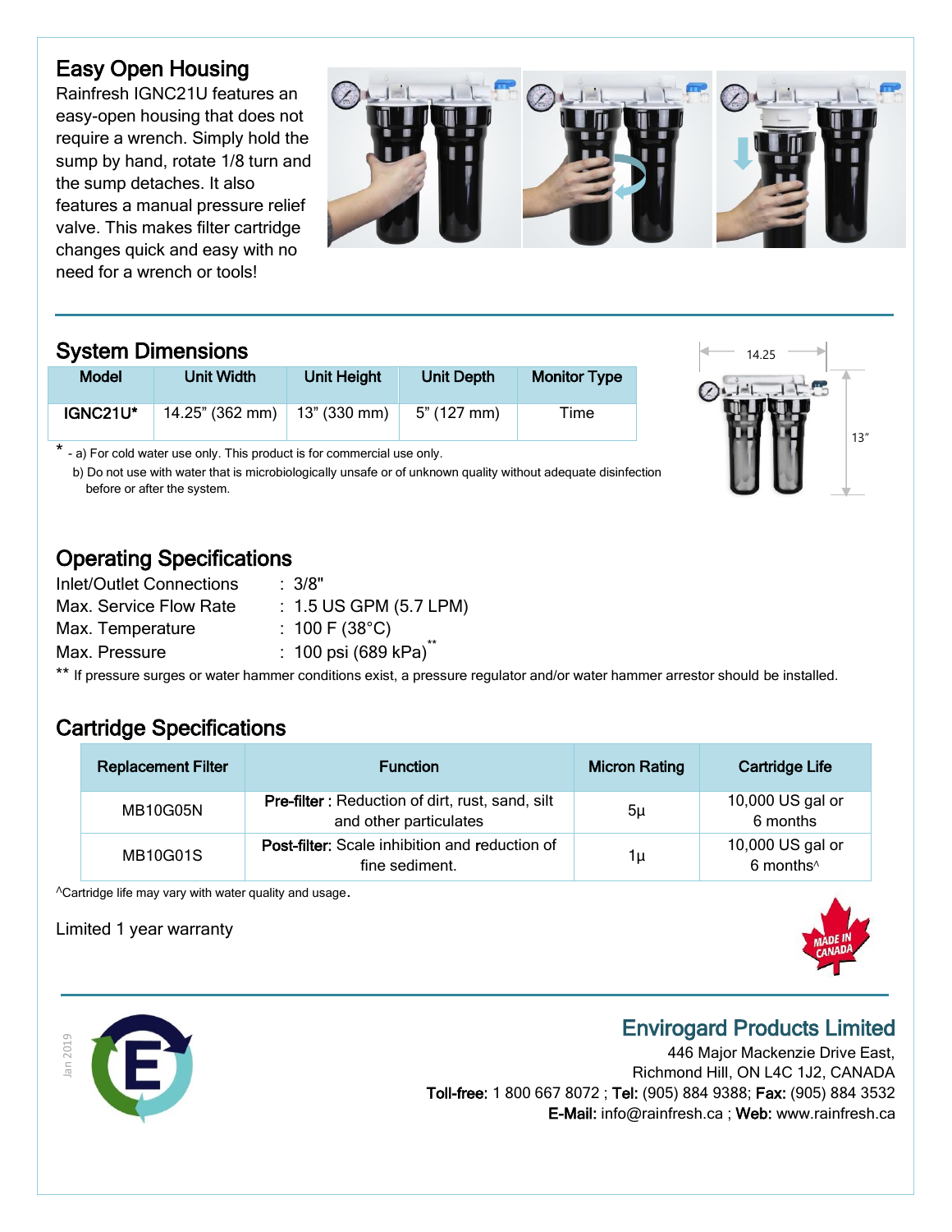## Easy Open Housing

Rainfresh IGNC21U features an easy-open housing that does not require a wrench. Simply hold the sump by hand, rotate 1/8 turn and the sump detaches. It also features a manual pressure relief valve. This makes filter cartridge changes quick and easy with no need for a wrench or tools!

## System Dimensions

| Model | Unit Width | Unit Height | Unit Depth | Monitor Type |
|---|---|---|---|---|
| IGNC21U* | 14.25" (362 mm) | 13" (330 mm) | 5" (127 mm) | Time |

14.25

13"

* - a) For cold water use only. This product is for commercial use only.
  b) Do not use with water that is microbiologically unsafe or of unknown quality without adequate disinfection before or after the system.

## Operating Specifications

Inlet/Outlet Connections : 3/8"
Max. Service Flow Rate : 1.5 US GPM (5.7 LPM)
Max. Temperature : 100 F (38°C)
Max. Pressure : 100 psi (689 kPa)**

** If pressure surges or water hammer conditions exist, a pressure regulator and/or water hammer arrestor should be installed.

## Cartridge Specifications

| Replacement Filter | Function | Micron Rating | Cartridge Life |
|---|---|---|---|
| MB10G05N | **Pre-filter :** Reduction of dirt, rust, sand, silt and other particulates | 5µ | 10,000 US gal or 6 months |
| MB10G01S | **Post-filter:** Scale inhibition and reduction of fine sediment. | 1µ | 10,000 US gal or 6 months^ |

^Cartridge life may vary with water quality and usage.

Limited 1 year warranty

MADE IN CANADA

Jan 2019

### Envirogard Products Limited

446 Major Mackenzie Drive East,
Richmond Hill, ON L4C 1J2, CANADA
**Toll-free:** 1 800 667 8072 ; **Tel:** (905) 884 9388; **Fax:** (905) 884 3532
**E-Mail:** info@rainfresh.ca ; **Web:** www.rainfresh.ca